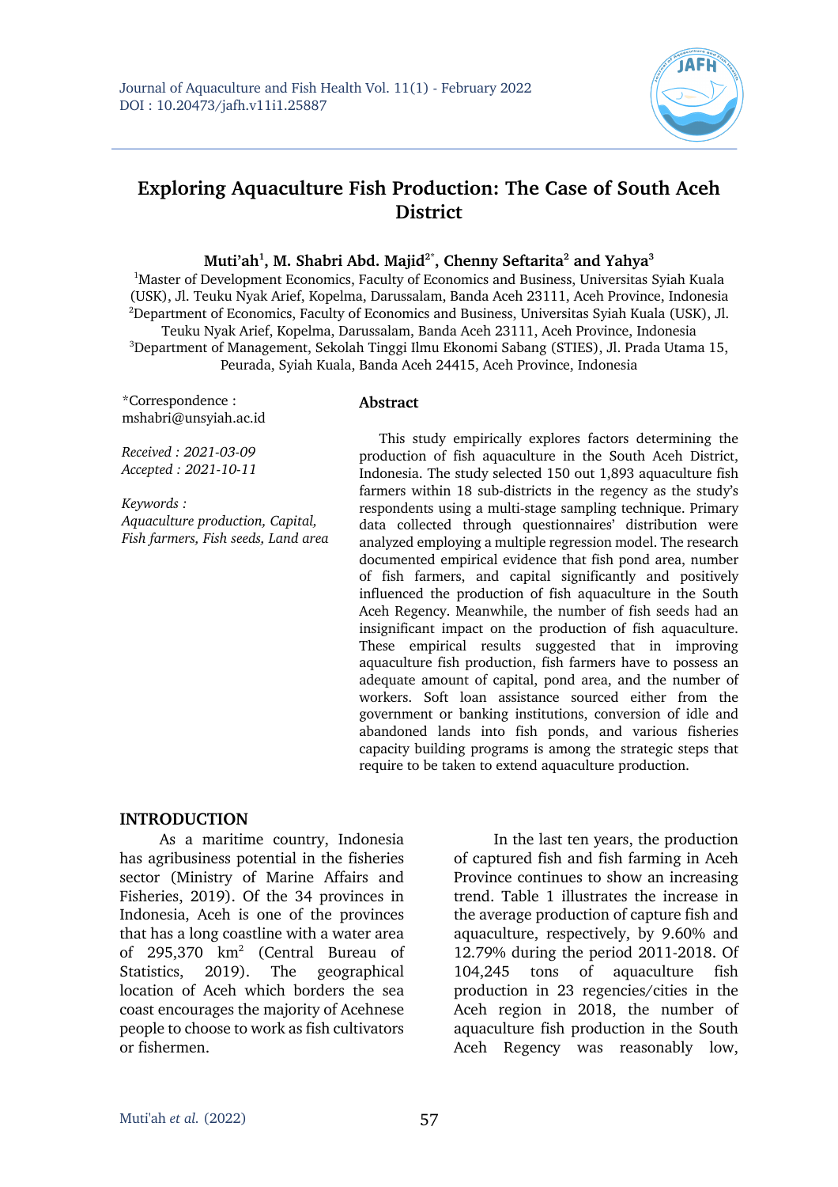# Exploring Aquaculture Fish Production: The Case of South Aceh District

**Muti'ah[1], M. Shabri Abd. Majid[2*], Chenny Seftarita[2] and Yahya[3]**

[1]Master of Development Economics, Faculty of Economics and Business, Universitas Syiah Kuala (USK), Jl. Teuku Nyak Arief, Kopelma, Darussalam, Banda Aceh 23111, Aceh Province, Indonesia
[2]Department of Economics, Faculty of Economics and Business, Universitas Syiah Kuala (USK), Jl. Teuku Nyak Arief, Kopelma, Darussalam, Banda Aceh 23111, Aceh Province, Indonesia
[3]Department of Management, Sekolah Tinggi Ilmu Ekonomi Sabang (STIES), Jl. Prada Utama 15, Peurada, Syiah Kuala, Banda Aceh 24415, Aceh Province, Indonesia

*Correspondence : mshabri@unsyiah.ac.id

*Received : 2021-03-09*
*Accepted : 2021-10-11*

*Keywords :*
*Aquaculture production, Capital, Fish farmers, Fish seeds, Land area*

## Abstract

This study empirically explores factors determining the production of fish aquaculture in the South Aceh District, Indonesia. The study selected 150 out 1,893 aquaculture fish farmers within 18 sub-districts in the regency as the study's respondents using a multi-stage sampling technique. Primary data collected through questionnaires' distribution were analyzed employing a multiple regression model. The research documented empirical evidence that fish pond area, number of fish farmers, and capital significantly and positively influenced the production of fish aquaculture in the South Aceh Regency. Meanwhile, the number of fish seeds had an insignificant impact on the production of fish aquaculture. These empirical results suggested that in improving aquaculture fish production, fish farmers have to possess an adequate amount of capital, pond area, and the number of workers. Soft loan assistance sourced either from the government or banking institutions, conversion of idle and abandoned lands into fish ponds, and various fisheries capacity building programs is among the strategic steps that require to be taken to extend aquaculture production.

## INTRODUCTION

As a maritime country, Indonesia has agribusiness potential in the fisheries sector (Ministry of Marine Affairs and Fisheries, 2019). Of the 34 provinces in Indonesia, Aceh is one of the provinces that has a long coastline with a water area of 295,370 km$^2$ (Central Bureau of Statistics, 2019). The geographical location of Aceh which borders the sea coast encourages the majority of Acehnese people to choose to work as fish cultivators or fishermen.

In the last ten years, the production of captured fish and fish farming in Aceh Province continues to show an increasing trend. Table 1 illustrates the increase in the average production of capture fish and aquaculture, respectively, by 9.60% and 12.79% during the period 2011-2018. Of 104,245 tons of aquaculture fish production in 23 regencies/cities in the Aceh region in 2018, the number of aquaculture fish production in the South Aceh Regency was reasonably low,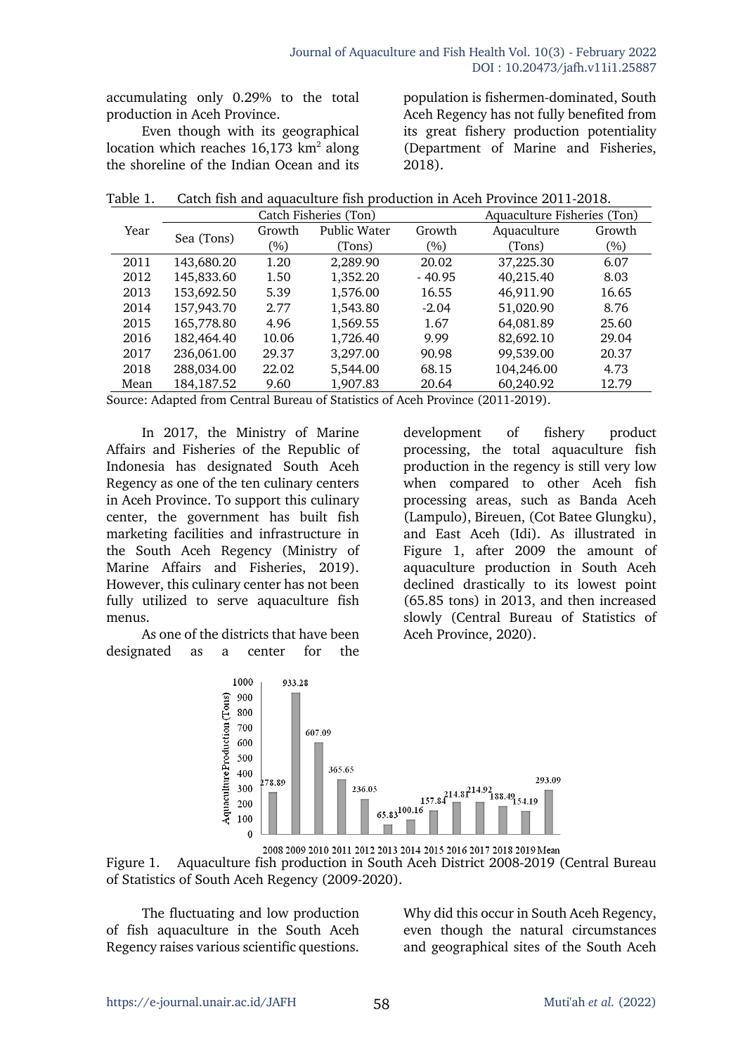accumulating only 0.29% to the total production in Aceh Province.

Even though with its geographical location which reaches 16,173 km$^2$ along the shoreline of the Indian Ocean and its population is fishermen-dominated, South Aceh Regency has not fully benefited from its great fishery production potentiality (Department of Marine and Fisheries, 2018).

Table 1. Catch fish and aquaculture fish production in Aceh Province 2011-2018.

| Year | Catch Fisheries (Ton) | | | | Aquaculture Fisheries (Ton) | |
|---|---|---|---|---|---|---|
| | Sea (Tons) | Growth (%) | Public Water (Tons) | Growth (%) | Aquaculture (Tons) | Growth (%) |
| 2011 | 143,680.20 | 1.20 | 2,289.90 | 20.02 | 37,225.30 | 6.07 |
| 2012 | 145,833.60 | 1.50 | 1,352.20 | - 40.95 | 40,215.40 | 8.03 |
| 2013 | 153,692.50 | 5.39 | 1,576.00 | 16.55 | 46,911.90 | 16.65 |
| 2014 | 157,943.70 | 2.77 | 1,543.80 | -2.04 | 51,020.90 | 8.76 |
| 2015 | 165,778.80 | 4.96 | 1,569.55 | 1.67 | 64,081.89 | 25.60 |
| 2016 | 182,464.40 | 10.06 | 1,726.40 | 9.99 | 82,692.10 | 29.04 |
| 2017 | 236,061.00 | 29.37 | 3,297.00 | 90.98 | 99,539.00 | 20.37 |
| 2018 | 288,034.00 | 22.02 | 5,544.00 | 68.15 | 104,246.00 | 4.73 |
| Mean | 184,187.52 | 9.60 | 1,907.83 | 20.64 | 60,240.92 | 12.79 |

Source: Adapted from Central Bureau of Statistics of Aceh Province (2011-2019).

In 2017, the Ministry of Marine Affairs and Fisheries of the Republic of Indonesia has designated South Aceh Regency as one of the ten culinary centers in Aceh Province. To support this culinary center, the government has built fish marketing facilities and infrastructure in the South Aceh Regency (Ministry of Marine Affairs and Fisheries, 2019). However, this culinary center has not been fully utilized to serve aquaculture fish menus.

As one of the districts that have been designated as a center for the development of fishery product processing, the total aquaculture fish production in the regency is still very low when compared to other Aceh fish processing areas, such as Banda Aceh (Lampulo), Bireuen, (Cot Batee Glungku), and East Aceh (Idi). As illustrated in Figure 1, after 2009 the amount of aquaculture production in South Aceh declined drastically to its lowest point (65.85 tons) in 2013, and then increased slowly (Central Bureau of Statistics of Aceh Province, 2020).

| Year | Aquaculture Production (Tons) |
|---|---|
| 2008 | 278.89 |
| 2009 | 933.28 |
| 2010 | 607.09 |
| 2011 | 365.65 |
| 2012 | 236.05 |
| 2013 | 65.83 |
| 2014 | 100.16 |
| 2015 | 157.84 |
| 2016 | 214.81 |
| 2017 | 214.92 |
| 2018 | 188.49 |
| 2019 | 154.19 |
| Mean | 293.09 |

Figure 1. Aquaculture fish production in South Aceh District 2008-2019 (Central Bureau of Statistics of South Aceh Regency (2009-2020).

The fluctuating and low production of fish aquaculture in the South Aceh Regency raises various scientific questions. Why did this occur in South Aceh Regency, even though the natural circumstances and geographical sites of the South Aceh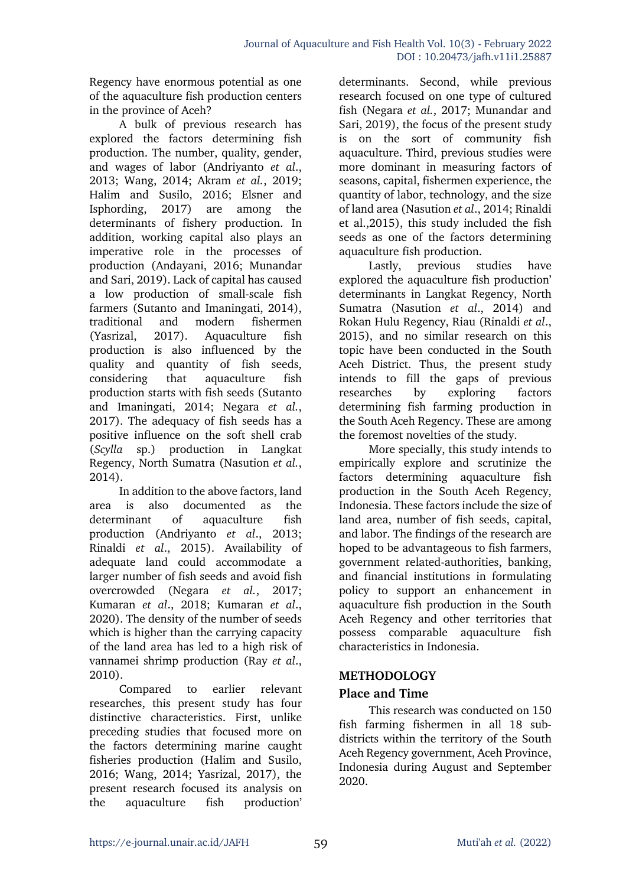Regency have enormous potential as one of the aquaculture fish production centers in the province of Aceh?

A bulk of previous research has explored the factors determining fish production. The number, quality, gender, and wages of labor (Andriyanto *et al*., 2013; Wang, 2014; Akram *et al.*, 2019; Halim and Susilo, 2016; Elsner and Isphording, 2017) are among the determinants of fishery production. In addition, working capital also plays an imperative role in the processes of production (Andayani, 2016; Munandar and Sari, 2019). Lack of capital has caused a low production of small-scale fish farmers (Sutanto and Imaningati, 2014), traditional and modern fishermen (Yasrizal, 2017). Aquaculture fish production is also influenced by the quality and quantity of fish seeds, considering that aquaculture fish production starts with fish seeds (Sutanto and Imaningati, 2014; Negara *et al.*, 2017). The adequacy of fish seeds has a positive influence on the soft shell crab (*Scylla* sp.) production in Langkat Regency, North Sumatra (Nasution *et al.*, 2014).

In addition to the above factors, land area is also documented as the determinant of aquaculture fish production (Andriyanto *et al*., 2013; Rinaldi *et al*., 2015). Availability of adequate land could accommodate a larger number of fish seeds and avoid fish overcrowded (Negara *et al.*, 2017; Kumaran *et al*., 2018; Kumaran *et al*., 2020). The density of the number of seeds which is higher than the carrying capacity of the land area has led to a high risk of vannamei shrimp production (Ray *et al*., 2010).

Compared to earlier relevant researches, this present study has four distinctive characteristics. First, unlike preceding studies that focused more on the factors determining marine caught fisheries production (Halim and Susilo, 2016; Wang, 2014; Yasrizal, 2017), the present research focused its analysis on the aquaculture fish production' determinants. Second, while previous research focused on one type of cultured fish (Negara *et al.*, 2017; Munandar and Sari, 2019), the focus of the present study is on the sort of community fish aquaculture. Third, previous studies were more dominant in measuring factors of seasons, capital, fishermen experience, the quantity of labor, technology, and the size of land area (Nasution *et al*., 2014; Rinaldi et al.,2015), this study included the fish seeds as one of the factors determining aquaculture fish production.

Lastly, previous studies have explored the aquaculture fish production' determinants in Langkat Regency, North Sumatra (Nasution *et al*., 2014) and Rokan Hulu Regency, Riau (Rinaldi *et al*., 2015), and no similar research on this topic have been conducted in the South Aceh District. Thus, the present study intends to fill the gaps of previous researches by exploring factors determining fish farming production in the South Aceh Regency. These are among the foremost novelties of the study.

More specially, this study intends to empirically explore and scrutinize the factors determining aquaculture fish production in the South Aceh Regency, Indonesia. These factors include the size of land area, number of fish seeds, capital, and labor. The findings of the research are hoped to be advantageous to fish farmers, government related-authorities, banking, and financial institutions in formulating policy to support an enhancement in aquaculture fish production in the South Aceh Regency and other territories that possess comparable aquaculture fish characteristics in Indonesia.

## METHODOLOGY

### Place and Time

This research was conducted on 150 fish farming fishermen in all 18 sub-districts within the territory of the South Aceh Regency government, Aceh Province, Indonesia during August and September 2020.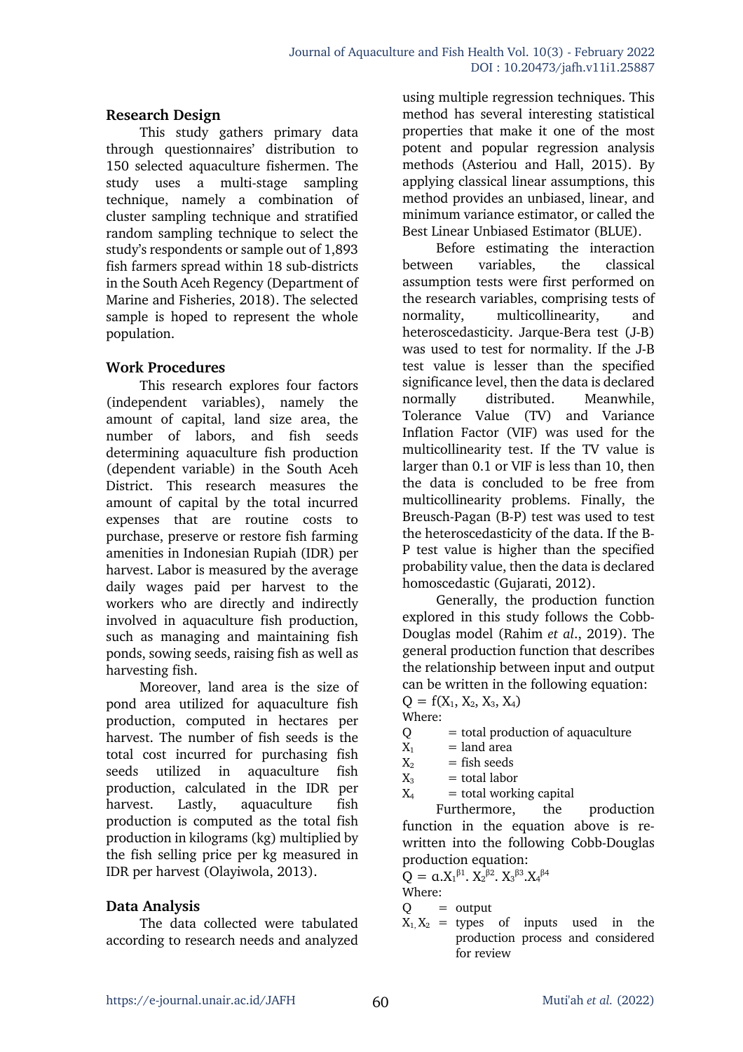## Research Design

This study gathers primary data through questionnaires' distribution to 150 selected aquaculture fishermen. The study uses a multi-stage sampling technique, namely a combination of cluster sampling technique and stratified random sampling technique to select the study's respondents or sample out of 1,893 fish farmers spread within 18 sub-districts in the South Aceh Regency (Department of Marine and Fisheries, 2018). The selected sample is hoped to represent the whole population.

## Work Procedures

This research explores four factors (independent variables), namely the amount of capital, land size area, the number of labors, and fish seeds determining aquaculture fish production (dependent variable) in the South Aceh District. This research measures the amount of capital by the total incurred expenses that are routine costs to purchase, preserve or restore fish farming amenities in Indonesian Rupiah (IDR) per harvest. Labor is measured by the average daily wages paid per harvest to the workers who are directly and indirectly involved in aquaculture fish production, such as managing and maintaining fish ponds, sowing seeds, raising fish as well as harvesting fish.

Moreover, land area is the size of pond area utilized for aquaculture fish production, computed in hectares per harvest. The number of fish seeds is the total cost incurred for purchasing fish seeds utilized in aquaculture fish production, calculated in the IDR per harvest. Lastly, aquaculture fish production is computed as the total fish production in kilograms (kg) multiplied by the fish selling price per kg measured in IDR per harvest (Olayiwola, 2013).

## Data Analysis

The data collected were tabulated according to research needs and analyzed using multiple regression techniques. This method has several interesting statistical properties that make it one of the most potent and popular regression analysis methods (Asteriou and Hall, 2015). By applying classical linear assumptions, this method provides an unbiased, linear, and minimum variance estimator, or called the Best Linear Unbiased Estimator (BLUE).

Before estimating the interaction between variables, the classical assumption tests were first performed on the research variables, comprising tests of normality, multicollinearity, and heteroscedasticity. Jarque-Bera test (J-B) was used to test for normality. If the J-B test value is lesser than the specified significance level, then the data is declared normally distributed. Meanwhile, Tolerance Value (TV) and Variance Inflation Factor (VIF) was used for the multicollinearity test. If the TV value is larger than 0.1 or VIF is less than 10, then the data is concluded to be free from multicollinearity problems. Finally, the Breusch-Pagan (B-P) test was used to test the heteroscedasticity of the data. If the B-P test value is higher than the specified probability value, then the data is declared homoscedastic (Gujarati, 2012).

Generally, the production function explored in this study follows the Cobb-Douglas model (Rahim *et al*., 2019). The general production function that describes the relationship between input and output can be written in the following equation:

$$Q = f(X_1, X_2, X_3, X_4)$$

Where:

$Q$ = total production of aquaculture
$X_1$ = land area
$X_2$ = fish seeds
$X_3$ = total labor
$X_4$ = total working capital

Furthermore, the production function in the equation above is re-written into the following Cobb-Douglas production equation:

$$Q = \alpha . X_1^{\beta 1} . X_2^{\beta 2} . X_3^{\beta 3} . X_4^{\beta 4}$$

Where:

$Q$ = output
$X_1, X_2$ = types of inputs used in the production process and considered for review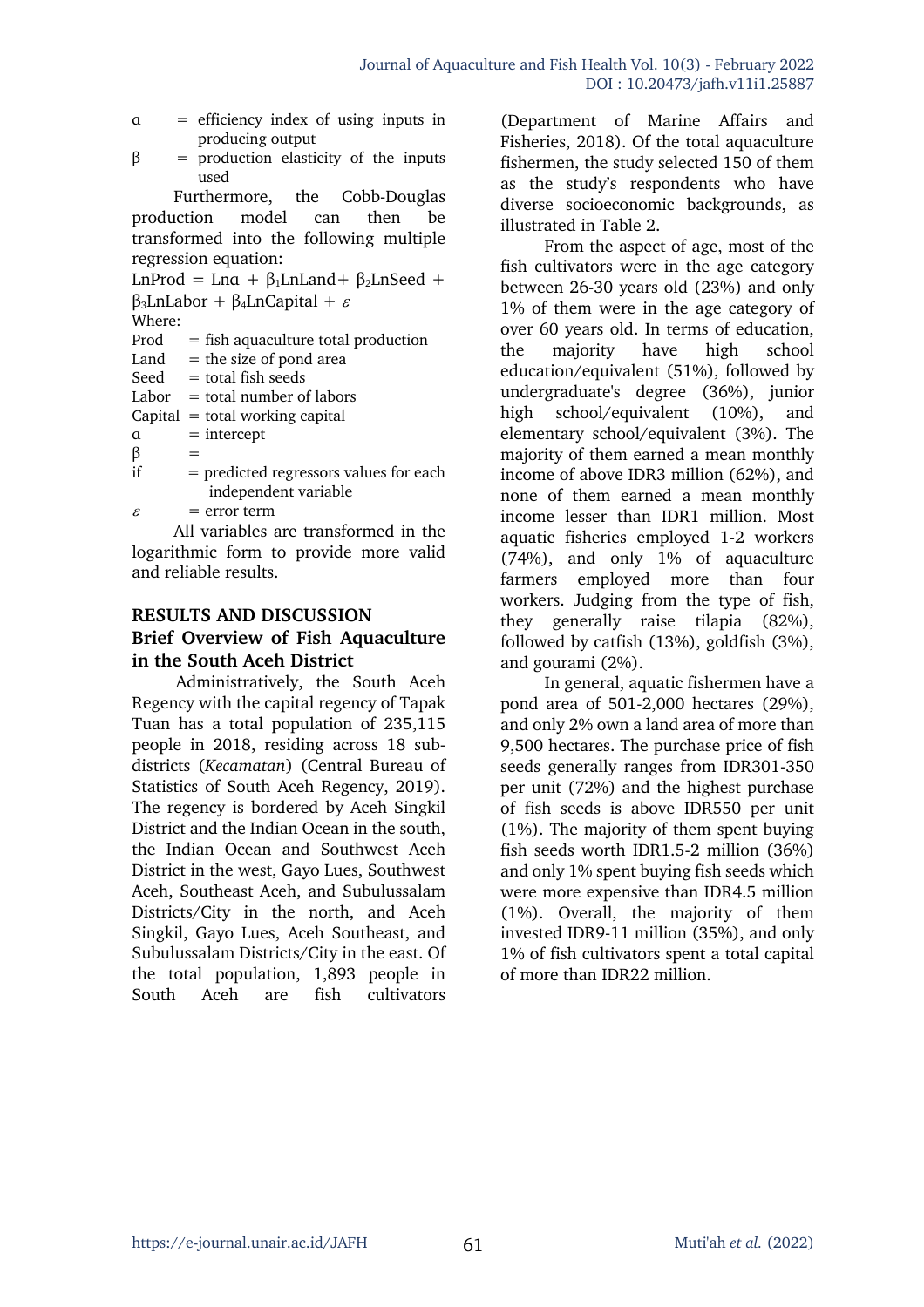α = efficiency index of using inputs in producing output

β = production elasticity of the inputs used

Furthermore, the Cobb-Douglas production model can then be transformed into the following multiple regression equation:

$$LnProd = Ln\alpha + \beta_1 LnLand + \beta_2 LnSeed + \beta_3 LnLabor + \beta_4 LnCapital + \varepsilon$$

Where:

Prod = fish aquaculture total production
Land = the size of pond area
Seed = total fish seeds
Labor = total number of labors
Capital = total working capital
α = intercept
β =
if = predicted regressors values for each independent variable
$\varepsilon$ = error term

All variables are transformed in the logarithmic form to provide more valid and reliable results.

## RESULTS AND DISCUSSION

### Brief Overview of Fish Aquaculture in the South Aceh District

Administratively, the South Aceh Regency with the capital regency of Tapak Tuan has a total population of 235,115 people in 2018, residing across 18 sub-districts (*Kecamatan*) (Central Bureau of Statistics of South Aceh Regency, 2019). The regency is bordered by Aceh Singkil District and the Indian Ocean in the south, the Indian Ocean and Southwest Aceh District in the west, Gayo Lues, Southwest Aceh, Southeast Aceh, and Subulussalam Districts/City in the north, and Aceh Singkil, Gayo Lues, Aceh Southeast, and Subulussalam Districts/City in the east. Of the total population, 1,893 people in South Aceh are fish cultivators (Department of Marine Affairs and Fisheries, 2018). Of the total aquaculture fishermen, the study selected 150 of them as the study's respondents who have diverse socioeconomic backgrounds, as illustrated in Table 2.

From the aspect of age, most of the fish cultivators were in the age category between 26-30 years old (23%) and only 1% of them were in the age category of over 60 years old. In terms of education, the majority have high school education/equivalent (51%), followed by undergraduate's degree (36%), junior high school/equivalent (10%), and elementary school/equivalent (3%). The majority of them earned a mean monthly income of above IDR3 million (62%), and none of them earned a mean monthly income lesser than IDR1 million. Most aquatic fisheries employed 1-2 workers (74%), and only 1% of aquaculture farmers employed more than four workers. Judging from the type of fish, they generally raise tilapia (82%), followed by catfish (13%), goldfish (3%), and gourami (2%).

In general, aquatic fishermen have a pond area of 501-2,000 hectares (29%), and only 2% own a land area of more than 9,500 hectares. The purchase price of fish seeds generally ranges from IDR301-350 per unit (72%) and the highest purchase of fish seeds is above IDR550 per unit (1%). The majority of them spent buying fish seeds worth IDR1.5-2 million (36%) and only 1% spent buying fish seeds which were more expensive than IDR4.5 million (1%). Overall, the majority of them invested IDR9-11 million (35%), and only 1% of fish cultivators spent a total capital of more than IDR22 million.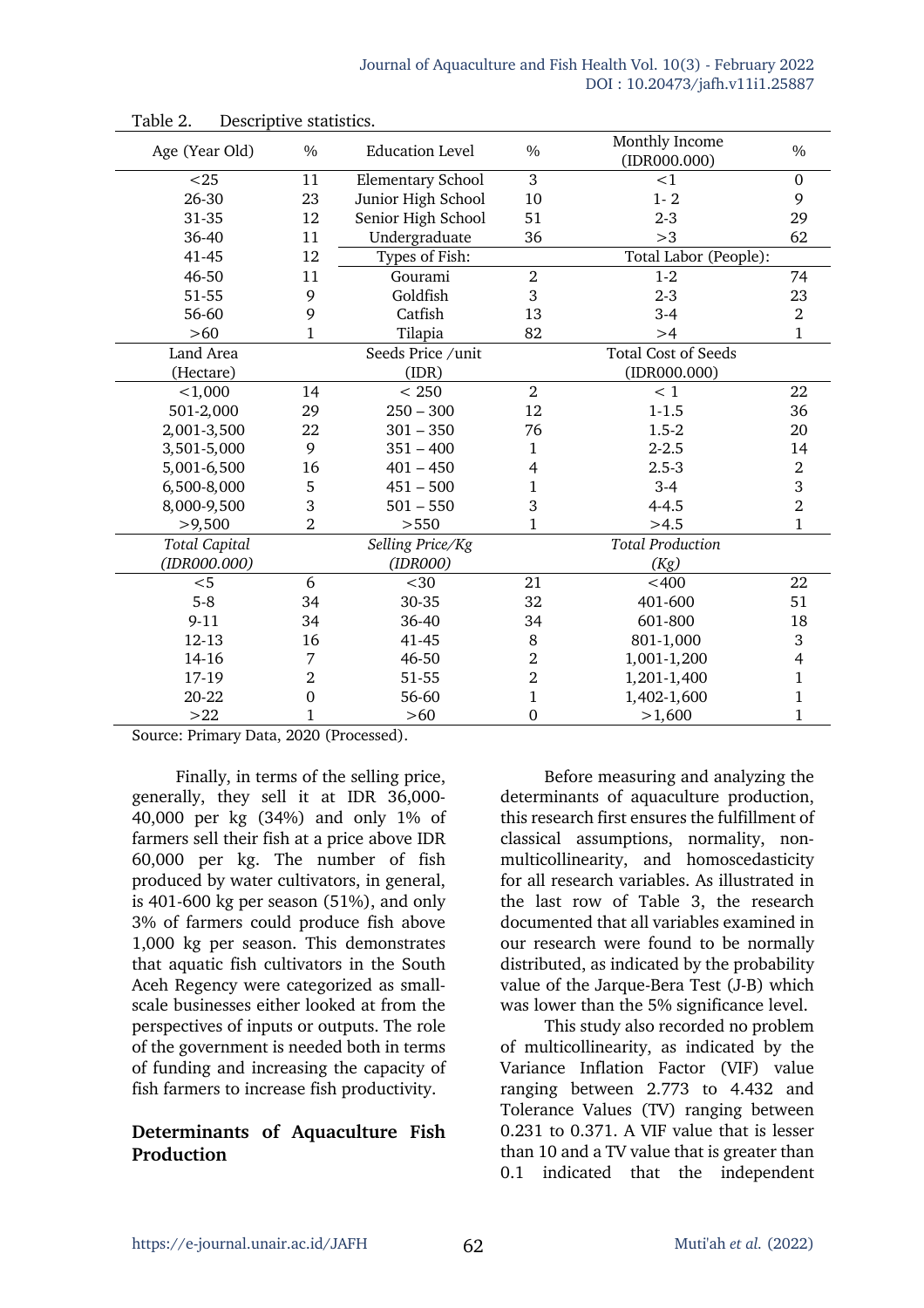Table 2. Descriptive statistics.

| Age (Year Old) | % | Education Level | % | Monthly Income (IDR000.000) | % |
|---|---|---|---|---|---|
| <25 | 11 | Elementary School | 3 | <1 | 0 |
| 26-30 | 23 | Junior High School | 10 | 1- 2 | 9 |
| 31-35 | 12 | Senior High School | 51 | 2-3 | 29 |
| 36-40 | 11 | Undergraduate | 36 | >3 | 62 |
| 41-45 | 12 | Types of Fish: | | Total Labor (People): | |
| 46-50 | 11 | Gourami | 2 | 1-2 | 74 |
| 51-55 | 9 | Goldfish | 3 | 2-3 | 23 |
| 56-60 | 9 | Catfish | 13 | 3-4 | 2 |
| >60 | 1 | Tilapia | 82 | >4 | 1 |
| Land Area (Hectare) | | Seeds Price /unit (IDR) | | Total Cost of Seeds (IDR000.000) | |
| <1,000 | 14 | < 250 | 2 | < 1 | 22 |
| 501-2,000 | 29 | 250 – 300 | 12 | 1-1.5 | 36 |
| 2,001-3,500 | 22 | 301 – 350 | 76 | 1.5-2 | 20 |
| 3,501-5,000 | 9 | 351 – 400 | 1 | 2-2.5 | 14 |
| 5,001-6,500 | 16 | 401 – 450 | 4 | 2.5-3 | 2 |
| 6,500-8,000 | 5 | 451 – 500 | 1 | 3-4 | 3 |
| 8,000-9,500 | 3 | 501 – 550 | 3 | 4-4.5 | 2 |
| >9,500 | 2 | >550 | 1 | >4.5 | 1 |
| *Total Capital (IDR000.000)* | | *Selling Price/Kg (IDR000)* | | *Total Production (Kg)* | |
| <5 | 6 | <30 | 21 | <400 | 22 |
| 5-8 | 34 | 30-35 | 32 | 401-600 | 51 |
| 9-11 | 34 | 36-40 | 34 | 601-800 | 18 |
| 12-13 | 16 | 41-45 | 8 | 801-1,000 | 3 |
| 14-16 | 7 | 46-50 | 2 | 1,001-1,200 | 4 |
| 17-19 | 2 | 51-55 | 2 | 1,201-1,400 | 1 |
| 20-22 | 0 | 56-60 | 1 | 1,402-1,600 | 1 |
| >22 | 1 | >60 | 0 | >1,600 | 1 |

Source: Primary Data, 2020 (Processed).

Finally, in terms of the selling price, generally, they sell it at IDR 36,000-40,000 per kg (34%) and only 1% of farmers sell their fish at a price above IDR 60,000 per kg. The number of fish produced by water cultivators, in general, is 401-600 kg per season (51%), and only 3% of farmers could produce fish above 1,000 kg per season. This demonstrates that aquatic fish cultivators in the South Aceh Regency were categorized as small-scale businesses either looked at from the perspectives of inputs or outputs. The role of the government is needed both in terms of funding and increasing the capacity of fish farmers to increase fish productivity.

## Determinants of Aquaculture Fish Production

Before measuring and analyzing the determinants of aquaculture production, this research first ensures the fulfillment of classical assumptions, normality, non-multicollinearity, and homoscedasticity for all research variables. As illustrated in the last row of Table 3, the research documented that all variables examined in our research were found to be normally distributed, as indicated by the probability value of the Jarque-Bera Test (J-B) which was lower than the 5% significance level.

This study also recorded no problem of multicollinearity, as indicated by the Variance Inflation Factor (VIF) value ranging between 2.773 to 4.432 and Tolerance Values (TV) ranging between 0.231 to 0.371. A VIF value that is lesser than 10 and a TV value that is greater than 0.1 indicated that the independent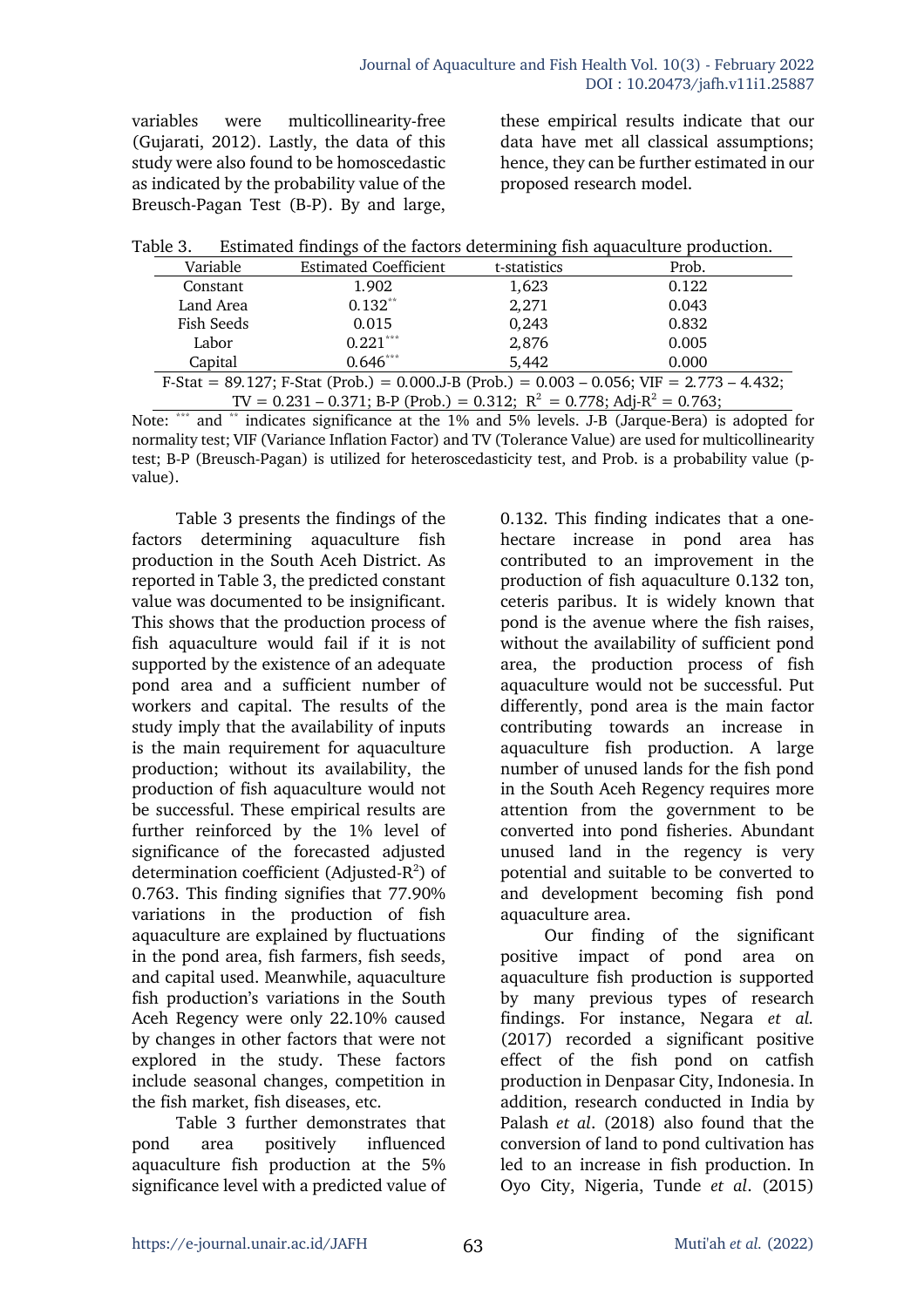variables were multicollinearity-free (Gujarati, 2012). Lastly, the data of this study were also found to be homoscedastic as indicated by the probability value of the Breusch-Pagan Test (B-P). By and large, these empirical results indicate that our data have met all classical assumptions; hence, they can be further estimated in our proposed research model.

Table 3. Estimated findings of the factors determining fish aquaculture production.

| Variable | Estimated Coefficient | t-statistics | Prob. |
|---|---|---|---|
| Constant | 1.902 | 1,623 | 0.122 |
| Land Area | 0.132** | 2,271 | 0.043 |
| Fish Seeds | 0.015 | 0,243 | 0.832 |
| Labor | 0.221*** | 2,876 | 0.005 |
| Capital | 0.646*** | 5,442 | 0.000 |
| F-Stat = 89.127; F-Stat (Prob.) = 0.000.J-B (Prob.) = 0.003 – 0.056; VIF = 2.773 – 4.432; TV = 0.231 – 0.371; B-P (Prob.) = 0.312; $R^2$ = 0.778; Adj-$R^2$ = 0.763; | | | |

Note: *** and ** indicates significance at the 1% and 5% levels. J-B (Jarque-Bera) is adopted for normality test; VIF (Variance Inflation Factor) and TV (Tolerance Value) are used for multicollinearity test; B-P (Breusch-Pagan) is utilized for heteroscedasticity test, and Prob. is a probability value (p-value).

Table 3 presents the findings of the factors determining aquaculture fish production in the South Aceh District. As reported in Table 3, the predicted constant value was documented to be insignificant. This shows that the production process of fish aquaculture would fail if it is not supported by the existence of an adequate pond area and a sufficient number of workers and capital. The results of the study imply that the availability of inputs is the main requirement for aquaculture production; without its availability, the production of fish aquaculture would not be successful. These empirical results are further reinforced by the 1% level of significance of the forecasted adjusted determination coefficient (Adjusted-$R^2$) of 0.763. This finding signifies that 77.90% variations in the production of fish aquaculture are explained by fluctuations in the pond area, fish farmers, fish seeds, and capital used. Meanwhile, aquaculture fish production's variations in the South Aceh Regency were only 22.10% caused by changes in other factors that were not explored in the study. These factors include seasonal changes, competition in the fish market, fish diseases, etc.

Table 3 further demonstrates that pond area positively influenced aquaculture fish production at the 5% significance level with a predicted value of 0.132. This finding indicates that a one-hectare increase in pond area has contributed to an improvement in the production of fish aquaculture 0.132 ton, ceteris paribus. It is widely known that pond is the avenue where the fish raises, without the availability of sufficient pond area, the production process of fish aquaculture would not be successful. Put differently, pond area is the main factor contributing towards an increase in aquaculture fish production. A large number of unused lands for the fish pond in the South Aceh Regency requires more attention from the government to be converted into pond fisheries. Abundant unused land in the regency is very potential and suitable to be converted to and development becoming fish pond aquaculture area.

Our finding of the significant positive impact of pond area on aquaculture fish production is supported by many previous types of research findings. For instance, Negara *et al.* (2017) recorded a significant positive effect of the fish pond on catfish production in Denpasar City, Indonesia. In addition, research conducted in India by Palash *et al*. (2018) also found that the conversion of land to pond cultivation has led to an increase in fish production. In Oyo City, Nigeria, Tunde *et al*. (2015)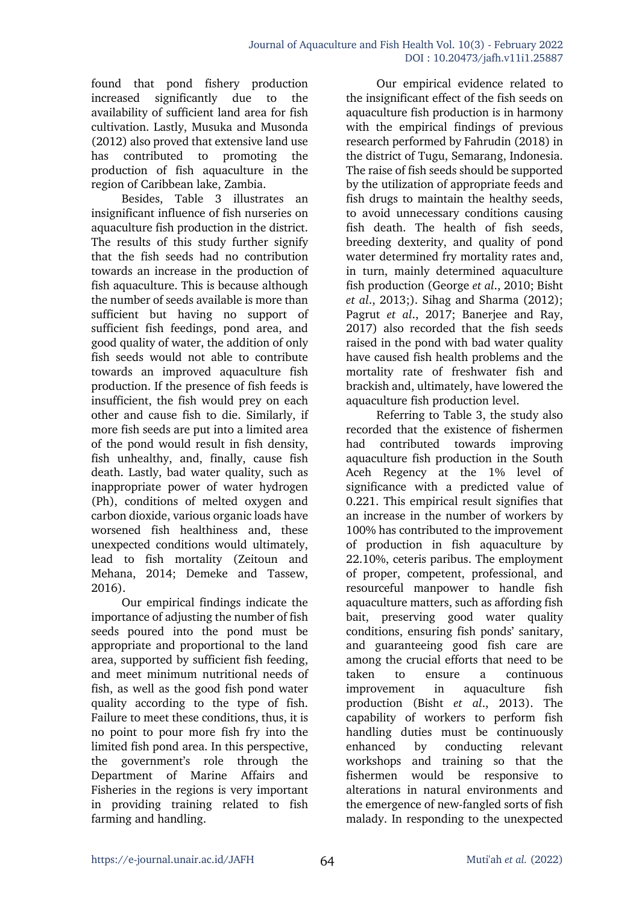found that pond fishery production increased significantly due to the availability of sufficient land area for fish cultivation. Lastly, Musuka and Musonda (2012) also proved that extensive land use has contributed to promoting the production of fish aquaculture in the region of Caribbean lake, Zambia.

Besides, Table 3 illustrates an insignificant influence of fish nurseries on aquaculture fish production in the district. The results of this study further signify that the fish seeds had no contribution towards an increase in the production of fish aquaculture. This is because although the number of seeds available is more than sufficient but having no support of sufficient fish feedings, pond area, and good quality of water, the addition of only fish seeds would not able to contribute towards an improved aquaculture fish production. If the presence of fish feeds is insufficient, the fish would prey on each other and cause fish to die. Similarly, if more fish seeds are put into a limited area of the pond would result in fish density, fish unhealthy, and, finally, cause fish death. Lastly, bad water quality, such as inappropriate power of water hydrogen (Ph), conditions of melted oxygen and carbon dioxide, various organic loads have worsened fish healthiness and, these unexpected conditions would ultimately, lead to fish mortality (Zeitoun and Mehana, 2014; Demeke and Tassew, 2016).

Our empirical findings indicate the importance of adjusting the number of fish seeds poured into the pond must be appropriate and proportional to the land area, supported by sufficient fish feeding, and meet minimum nutritional needs of fish, as well as the good fish pond water quality according to the type of fish. Failure to meet these conditions, thus, it is no point to pour more fish fry into the limited fish pond area. In this perspective, the government's role through the Department of Marine Affairs and Fisheries in the regions is very important in providing training related to fish farming and handling.

Our empirical evidence related to the insignificant effect of the fish seeds on aquaculture fish production is in harmony with the empirical findings of previous research performed by Fahrudin (2018) in the district of Tugu, Semarang, Indonesia. The raise of fish seeds should be supported by the utilization of appropriate feeds and fish drugs to maintain the healthy seeds, to avoid unnecessary conditions causing fish death. The health of fish seeds, breeding dexterity, and quality of pond water determined fry mortality rates and, in turn, mainly determined aquaculture fish production (George *et al*., 2010; Bisht *et al*., 2013;). Sihag and Sharma (2012); Pagrut *et al*., 2017; Banerjee and Ray, 2017) also recorded that the fish seeds raised in the pond with bad water quality have caused fish health problems and the mortality rate of freshwater fish and brackish and, ultimately, have lowered the aquaculture fish production level.

Referring to Table 3, the study also recorded that the existence of fishermen had contributed towards improving aquaculture fish production in the South Aceh Regency at the 1% level of significance with a predicted value of 0.221. This empirical result signifies that an increase in the number of workers by 100% has contributed to the improvement of production in fish aquaculture by 22.10%, ceteris paribus. The employment of proper, competent, professional, and resourceful manpower to handle fish aquaculture matters, such as affording fish bait, preserving good water quality conditions, ensuring fish ponds' sanitary, and guaranteeing good fish care are among the crucial efforts that need to be taken to ensure a continuous improvement in aquaculture fish production (Bisht *et al*., 2013). The capability of workers to perform fish handling duties must be continuously enhanced by conducting relevant workshops and training so that the fishermen would be responsive to alterations in natural environments and the emergence of new-fangled sorts of fish malady. In responding to the unexpected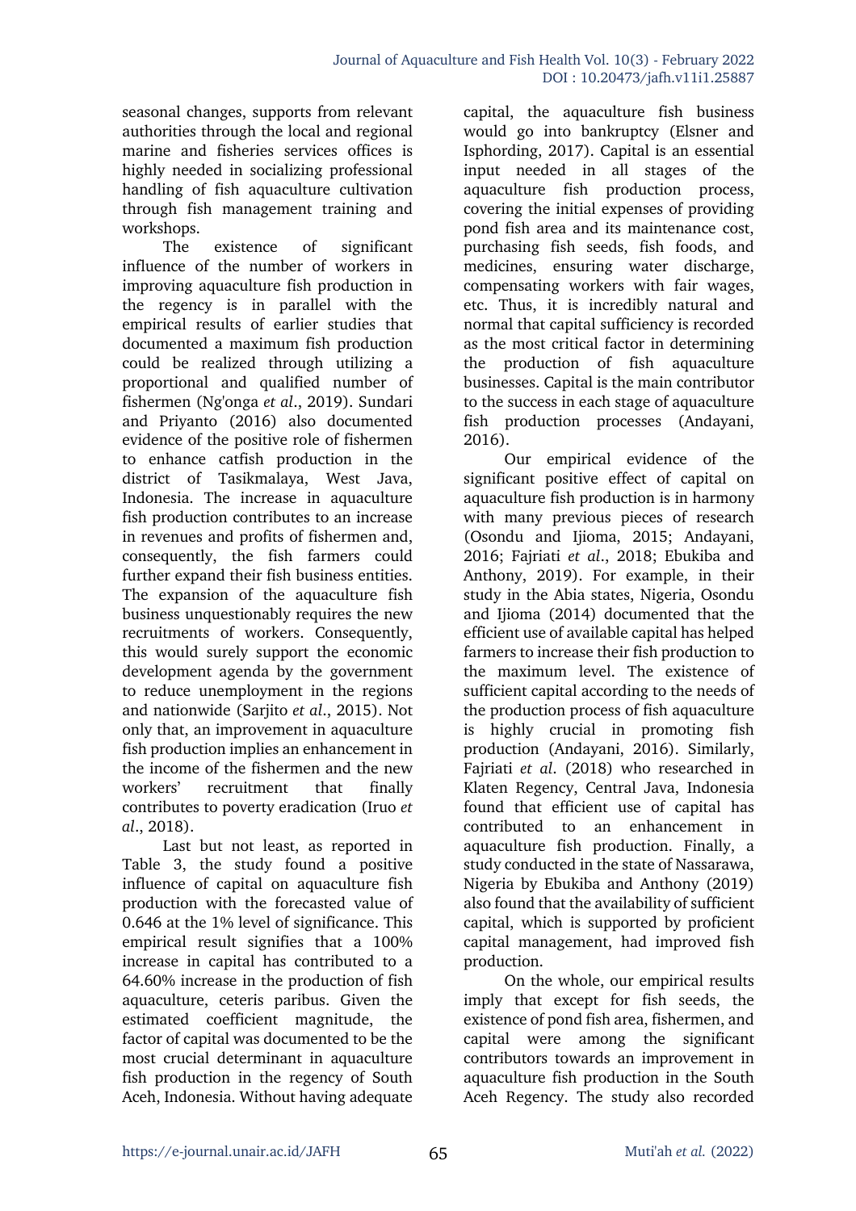seasonal changes, supports from relevant authorities through the local and regional marine and fisheries services offices is highly needed in socializing professional handling of fish aquaculture cultivation through fish management training and workshops.

The existence of significant influence of the number of workers in improving aquaculture fish production in the regency is in parallel with the empirical results of earlier studies that documented a maximum fish production could be realized through utilizing a proportional and qualified number of fishermen (Ng'onga *et al*., 2019). Sundari and Priyanto (2016) also documented evidence of the positive role of fishermen to enhance catfish production in the district of Tasikmalaya, West Java, Indonesia. The increase in aquaculture fish production contributes to an increase in revenues and profits of fishermen and, consequently, the fish farmers could further expand their fish business entities. The expansion of the aquaculture fish business unquestionably requires the new recruitments of workers. Consequently, this would surely support the economic development agenda by the government to reduce unemployment in the regions and nationwide (Sarjito *et al*., 2015). Not only that, an improvement in aquaculture fish production implies an enhancement in the income of the fishermen and the new workers' recruitment that finally contributes to poverty eradication (Iruo *et al*., 2018).

Last but not least, as reported in Table 3, the study found a positive influence of capital on aquaculture fish production with the forecasted value of 0.646 at the 1% level of significance. This empirical result signifies that a 100% increase in capital has contributed to a 64.60% increase in the production of fish aquaculture, ceteris paribus. Given the estimated coefficient magnitude, the factor of capital was documented to be the most crucial determinant in aquaculture fish production in the regency of South Aceh, Indonesia. Without having adequate capital, the aquaculture fish business would go into bankruptcy (Elsner and Isphording, 2017). Capital is an essential input needed in all stages of the aquaculture fish production process, covering the initial expenses of providing pond fish area and its maintenance cost, purchasing fish seeds, fish foods, and medicines, ensuring water discharge, compensating workers with fair wages, etc. Thus, it is incredibly natural and normal that capital sufficiency is recorded as the most critical factor in determining the production of fish aquaculture businesses. Capital is the main contributor to the success in each stage of aquaculture fish production processes (Andayani, 2016).

Our empirical evidence of the significant positive effect of capital on aquaculture fish production is in harmony with many previous pieces of research (Osondu and Ijioma, 2015; Andayani, 2016; Fajriati *et al*., 2018; Ebukiba and Anthony, 2019). For example, in their study in the Abia states, Nigeria, Osondu and Ijioma (2014) documented that the efficient use of available capital has helped farmers to increase their fish production to the maximum level. The existence of sufficient capital according to the needs of the production process of fish aquaculture is highly crucial in promoting fish production (Andayani, 2016). Similarly, Fajriati *et al*. (2018) who researched in Klaten Regency, Central Java, Indonesia found that efficient use of capital has contributed to an enhancement in aquaculture fish production. Finally, a study conducted in the state of Nassarawa, Nigeria by Ebukiba and Anthony (2019) also found that the availability of sufficient capital, which is supported by proficient capital management, had improved fish production.

On the whole, our empirical results imply that except for fish seeds, the existence of pond fish area, fishermen, and capital were among the significant contributors towards an improvement in aquaculture fish production in the South Aceh Regency. The study also recorded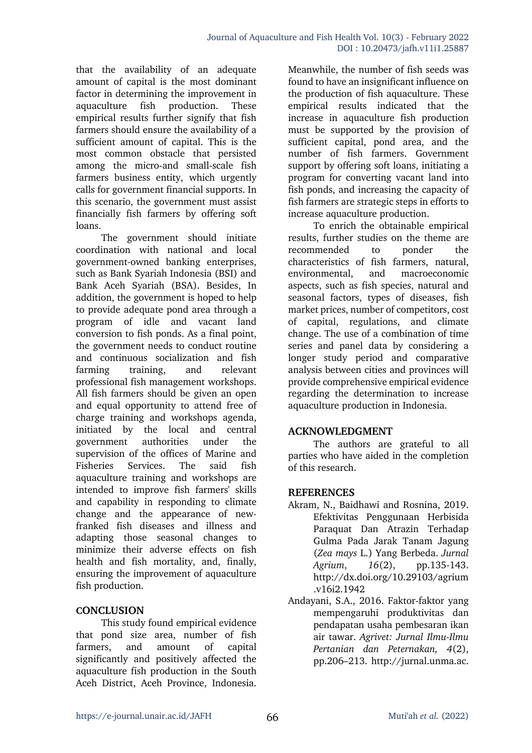that the availability of an adequate amount of capital is the most dominant factor in determining the improvement in aquaculture fish production. These empirical results further signify that fish farmers should ensure the availability of a sufficient amount of capital. This is the most common obstacle that persisted among the micro-and small-scale fish farmers business entity, which urgently calls for government financial supports. In this scenario, the government must assist financially fish farmers by offering soft loans.

The government should initiate coordination with national and local government-owned banking enterprises, such as Bank Syariah Indonesia (BSI) and Bank Aceh Syariah (BSA). Besides, In addition, the government is hoped to help to provide adequate pond area through a program of idle and vacant land conversion to fish ponds. As a final point, the government needs to conduct routine and continuous socialization and fish farming training, and relevant professional fish management workshops. All fish farmers should be given an open and equal opportunity to attend free of charge training and workshops agenda, initiated by the local and central government authorities under the supervision of the offices of Marine and Fisheries Services. The said fish aquaculture training and workshops are intended to improve fish farmers' skills and capability in responding to climate change and the appearance of new-franked fish diseases and illness and adapting those seasonal changes to minimize their adverse effects on fish health and fish mortality, and, finally, ensuring the improvement of aquaculture fish production.

## CONCLUSION

This study found empirical evidence that pond size area, number of fish farmers, and amount of capital significantly and positively affected the aquaculture fish production in the South Aceh District, Aceh Province, Indonesia. Meanwhile, the number of fish seeds was found to have an insignificant influence on the production of fish aquaculture. These empirical results indicated that the increase in aquaculture fish production must be supported by the provision of sufficient capital, pond area, and the number of fish farmers. Government support by offering soft loans, initiating a program for converting vacant land into fish ponds, and increasing the capacity of fish farmers are strategic steps in efforts to increase aquaculture production.

To enrich the obtainable empirical results, further studies on the theme are recommended to ponder the characteristics of fish farmers, natural, environmental, and macroeconomic aspects, such as fish species, natural and seasonal factors, types of diseases, fish market prices, number of competitors, cost of capital, regulations, and climate change. The use of a combination of time series and panel data by considering a longer study period and comparative analysis between cities and provinces will provide comprehensive empirical evidence regarding the determination to increase aquaculture production in Indonesia.

## ACKNOWLEDGMENT

The authors are grateful to all parties who have aided in the completion of this research.

## REFERENCES

Akram, N., Baidhawi and Rosnina, 2019. Efektivitas Penggunaan Herbisida Paraquat Dan Atrazin Terhadap Gulma Pada Jarak Tanam Jagung (*Zea mays* L.) Yang Berbeda. *Jurnal Agrium*, *16*(2), pp.135-143. http://dx.doi.org/10.29103/agrium.v16i2.1942

Andayani, S.A., 2016. Faktor-faktor yang mempengaruhi produktivitas dan pendapatan usaha pembesaran ikan air tawar. *Agrivet: Jurnal Ilmu-Ilmu Pertanian dan Peternakan, 4*(2), pp.206–213. http://jurnal.unma.ac.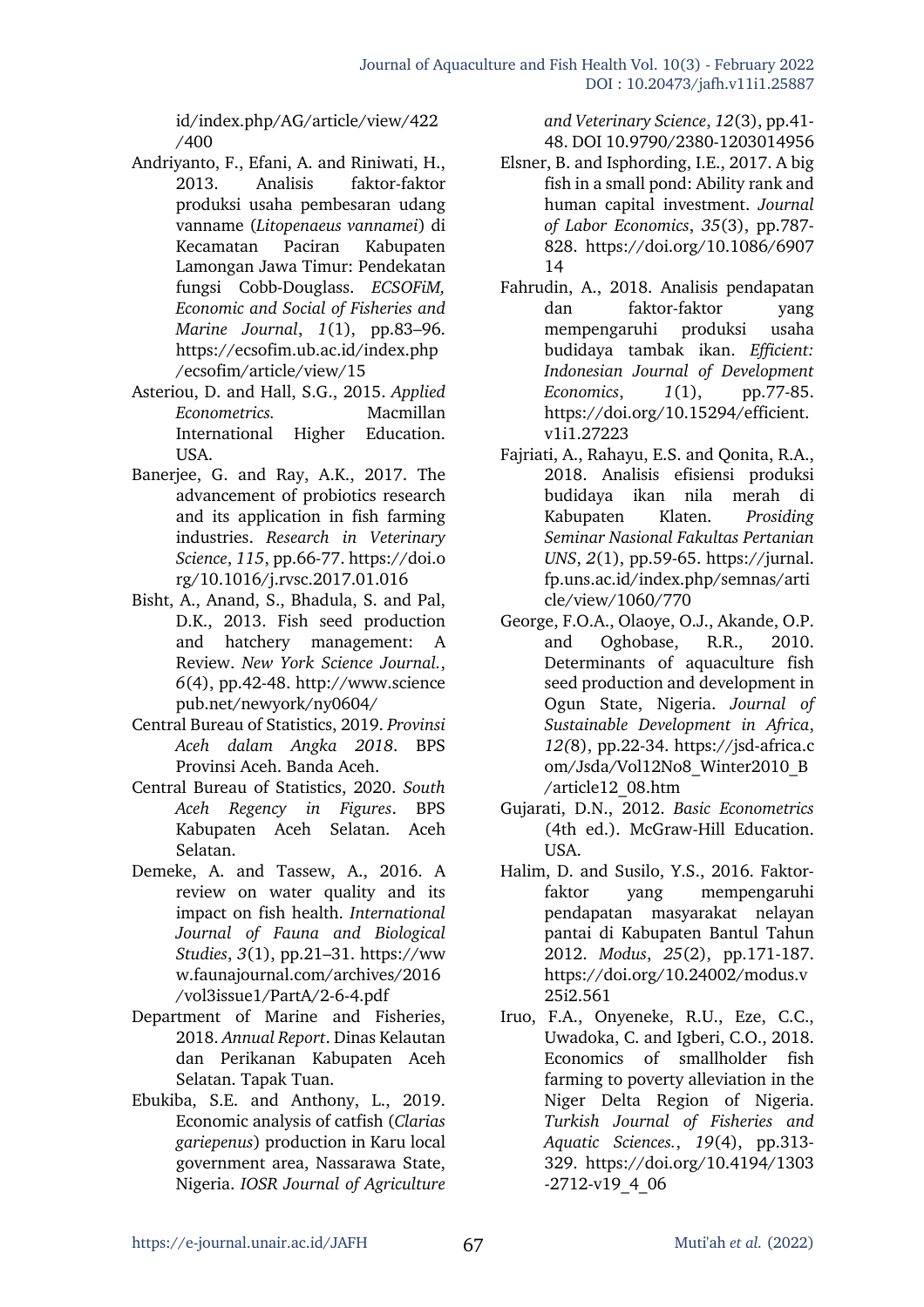id/index.php/AG/article/view/422/400

Andriyanto, F., Efani, A. and Riniwati, H., 2013. Analisis faktor-faktor produksi usaha pembesaran udang vanname (*Litopenaeus vannamei*) di Kecamatan Paciran Kabupaten Lamongan Jawa Timur: Pendekatan fungsi Cobb-Douglass. *ECSOFiM, Economic and Social of Fisheries and Marine Journal*, *1*(1), pp.83–96. https://ecsofim.ub.ac.id/index.php/ecsofim/article/view/15

Asteriou, D. and Hall, S.G., 2015. *Applied Econometrics.* Macmillan International Higher Education. USA.

Banerjee, G. and Ray, A.K., 2017. The advancement of probiotics research and its application in fish farming industries. *Research in Veterinary Science*, *115*, pp.66-77. https://doi.org/10.1016/j.rvsc.2017.01.016

Bisht, A., Anand, S., Bhadula, S. and Pal, D.K., 2013. Fish seed production and hatchery management: A Review. *New York Science Journal.*, *6*(4), pp.42-48. http://www.sciencepub.net/newyork/ny0604/

Central Bureau of Statistics, 2019. *Provinsi Aceh dalam Angka 2018*. BPS Provinsi Aceh. Banda Aceh.

Central Bureau of Statistics, 2020. *South Aceh Regency in Figures*. BPS Kabupaten Aceh Selatan. Aceh Selatan.

Demeke, A. and Tassew, A., 2016. A review on water quality and its impact on fish health. *International Journal of Fauna and Biological Studies*, *3*(1), pp.21–31. https://www.faunajournal.com/archives/2016/vol3issue1/PartA/2-6-4.pdf

Department of Marine and Fisheries, 2018. *Annual Report*. Dinas Kelautan dan Perikanan Kabupaten Aceh Selatan. Tapak Tuan.

Ebukiba, S.E. and Anthony, L., 2019. Economic analysis of catfish (*Clarias gariepenus*) production in Karu local government area, Nassarawa State, Nigeria. *IOSR Journal of Agriculture and Veterinary Science*, *12*(3), pp.41-48. DOI 10.9790/2380-1203014956

Elsner, B. and Isphording, I.E., 2017. A big fish in a small pond: Ability rank and human capital investment. *Journal of Labor Economics*, *35*(3), pp.787-828. https://doi.org/10.1086/690714

Fahrudin, A., 2018. Analisis pendapatan dan faktor-faktor yang mempengaruhi produksi usaha budidaya tambak ikan. *Efficient: Indonesian Journal of Development Economics*, *1*(1), pp.77-85. https://doi.org/10.15294/efficient.v1i1.27223

Fajriati, A., Rahayu, E.S. and Qonita, R.A., 2018. Analisis efisiensi produksi budidaya ikan nila merah di Kabupaten Klaten. *Prosiding Seminar Nasional Fakultas Pertanian UNS*, *2*(1), pp.59-65. https://jurnal.fp.uns.ac.id/index.php/semnas/article/view/1060/770

George, F.O.A., Olaoye, O.J., Akande, O.P. and Oghobase, R.R., 2010. Determinants of aquaculture fish seed production and development in Ogun State, Nigeria. *Journal of Sustainable Development in Africa*, *12(*8), pp.22-34. https://jsd-africa.com/Jsda/Vol12No8_Winter2010_B/article12_08.htm

Gujarati, D.N., 2012. *Basic Econometrics* (4th ed.). McGraw-Hill Education. USA.

Halim, D. and Susilo, Y.S., 2016. Faktor-faktor yang mempengaruhi pendapatan masyarakat nelayan pantai di Kabupaten Bantul Tahun 2012. *Modus*, *25*(2), pp.171-187. https://doi.org/10.24002/modus.v25i2.561

Iruo, F.A., Onyeneke, R.U., Eze, C.C., Uwadoka, C. and Igberi, C.O., 2018. Economics of smallholder fish farming to poverty alleviation in the Niger Delta Region of Nigeria. *Turkish Journal of Fisheries and Aquatic Sciences.*, *19*(4), pp.313-329. https://doi.org/10.4194/1303-2712-v19_4_06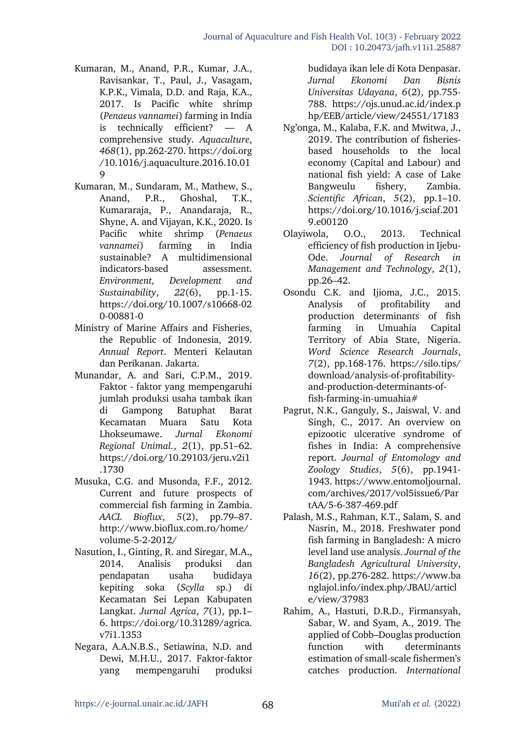Kumaran, M., Anand, P.R., Kumar, J.A., Ravisankar, T., Paul, J., Vasagam, K.P.K., Vimala, D.D. and Raja, K.A., 2017. Is Pacific white shrimp (*Penaeus vannamei*) farming in India is technically efficient? — A comprehensive study. *Aquaculture*, *468*(1), pp.262-270. https://doi.org/10.1016/j.aquaculture.2016.10.019

Kumaran, M., Sundaram, M., Mathew, S., Anand, P.R., Ghoshal, T.K., Kumararaja, P., Anandaraja, R., Shyne, A. and Vijayan, K.K., 2020. Is Pacific white shrimp (*Penaeus vannamei*) farming in India sustainable? A multidimensional indicators-based assessment. *Environment, Development and Sustainability*, *22*(6), pp.1-15. https://doi.org/10.1007/s10668-020-00881-0

Ministry of Marine Affairs and Fisheries, the Republic of Indonesia, 2019. *Annual Report*. Menteri Kelautan dan Perikanan. Jakarta.

Munandar, A. and Sari, C.P.M., 2019. Faktor - faktor yang mempengaruhi jumlah produksi usaha tambak ikan di Gampong Batuphat Barat Kecamatan Muara Satu Kota Lhokseumawe. *Jurnal Ekonomi Regional Unimal.*, *2*(1), pp.51–62. https://doi.org/10.29103/jeru.v2i1.1730

Musuka, C.G. and Musonda, F.F., 2012. Current and future prospects of commercial fish farming in Zambia. *AACL Bioflux*, *5*(2), pp.79–87. http://www.bioflux.com.ro/home/volume-5-2-2012/

Nasution, I., Ginting, R. and Siregar, M.A., 2014. Analisis produksi dan pendapatan usaha budidaya kepiting soka (*Scylla* sp.) di Kecamatan Sei Lepan Kabupaten Langkat. *Jurnal Agrica*, *7*(1), pp.1–6. https://doi.org/10.31289/agrica.v7i1.1353

Negara, A.A.N.B.S., Setiawina, N.D. and Dewi, M.H.U., 2017. Faktor-faktor yang mempengaruhi produksi budidaya ikan lele di Kota Denpasar. *Jurnal Ekonomi Dan Bisnis Universitas Udayana*, *6*(2), pp.755-788. https://ojs.unud.ac.id/index.php/EEB/article/view/24551/17183

Ng'onga, M., Kalaba, F.K. and Mwitwa, J., 2019. The contribution of fisheries-based households to the local economy (Capital and Labour) and national fish yield: A case of Lake Bangweulu fishery, Zambia. *Scientific African*, *5*(2), pp.1–10. https://doi.org/10.1016/j.sciaf.2019.e00120

Olayiwola, O.O., 2013. Technical efficiency of fish production in Ijebu-Ode. *Journal of Research in Management and Technology*, *2*(1), pp.26–42.

Osondu C.K. and Ijioma, J.C., 2015. Analysis of profitability and production determinants of fish farming in Umuahia Capital Territory of Abia State, Nigeria. *Word Science Research Journals*, *7*(2), pp.168-176. https://silo.tips/download/analysis-of-profitability-and-production-determinants-of-fish-farming-in-umuahia#

Pagrut, N.K., Ganguly, S., Jaiswal, V. and Singh, C., 2017. An overview on epizootic ulcerative syndrome of fishes in India: A comprehensive report. *Journal of Entomology and Zoology Studies*, *5*(6), pp.1941-1943. https://www.entomoljournal.com/archives/2017/vol5issue6/PartAA/5-6-387-469.pdf

Palash, M.S., Rahman, K.T., Salam, S. and Nasrin, M., 2018. Freshwater pond fish farming in Bangladesh: A micro level land use analysis. *Journal of the Bangladesh Agricultural University*, *16*(2), pp.276-282. https://www.banglajol.info/index.php/JBAU/article/view/37983

Rahim, A., Hastuti, D.R.D., Firmansyah, Sabar, W. and Syam, A., 2019. The applied of Cobb–Douglas production function with determinants estimation of small-scale fishermen's catches production. *International*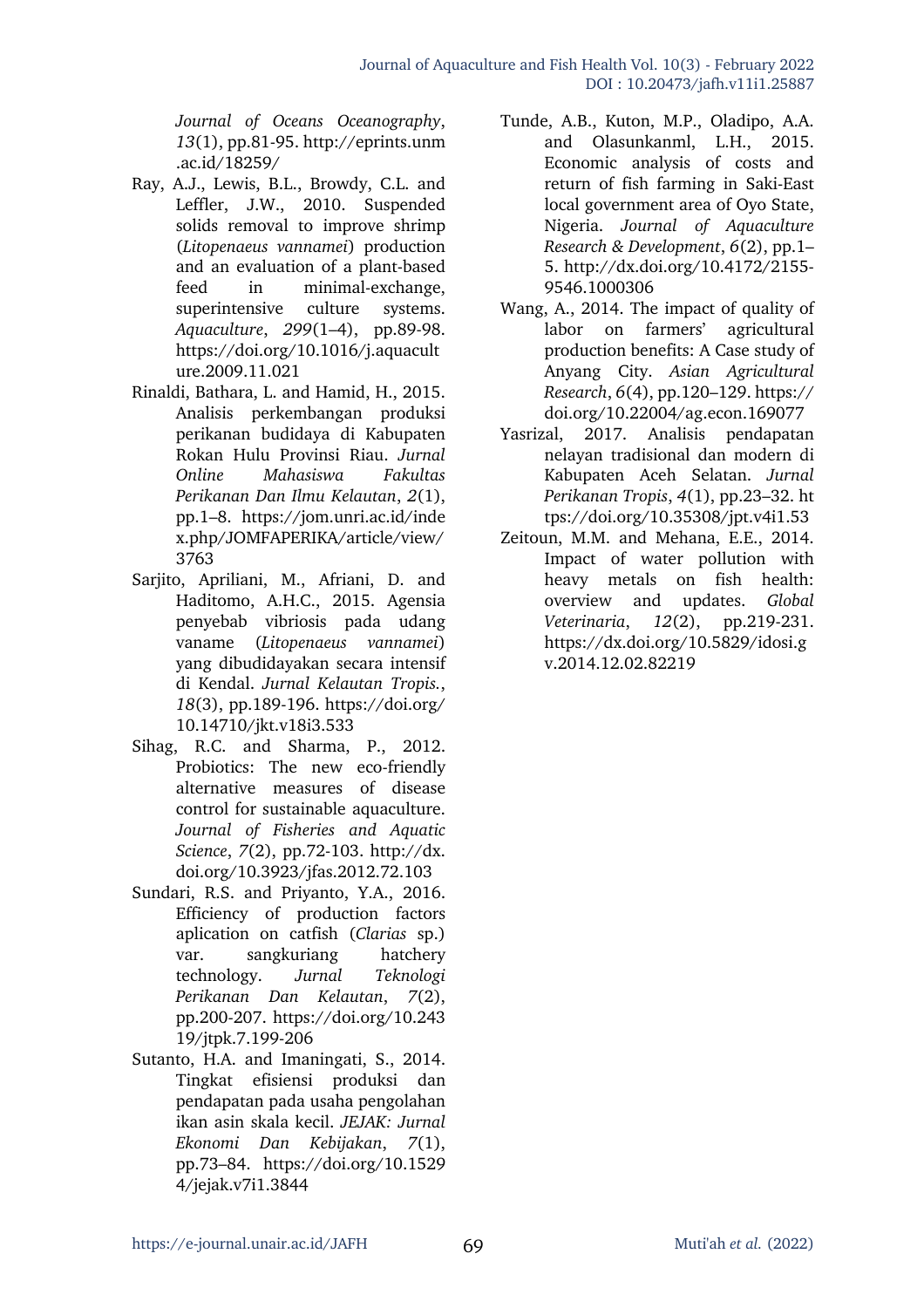*Journal of Oceans Oceanography*, *13*(1), pp.81-95. http://eprints.unm.ac.id/18259/

Ray, A.J., Lewis, B.L., Browdy, C.L. and Leffler, J.W., 2010. Suspended solids removal to improve shrimp (*Litopenaeus vannamei*) production and an evaluation of a plant-based feed in minimal-exchange, superintensive culture systems. *Aquaculture*, *299*(1–4), pp.89-98. https://doi.org/10.1016/j.aquaculture.2009.11.021

Rinaldi, Bathara, L. and Hamid, H., 2015. Analisis perkembangan produksi perikanan budidaya di Kabupaten Rokan Hulu Provinsi Riau. *Jurnal Online Mahasiswa Fakultas Perikanan Dan Ilmu Kelautan*, *2*(1), pp.1–8. https://jom.unri.ac.id/index.php/JOMFAPERIKA/article/view/3763

Sarjito, Apriliani, M., Afriani, D. and Haditomo, A.H.C., 2015. Agensia penyebab vibriosis pada udang vaname (*Litopenaeus vannamei*) yang dibudidayakan secara intensif di Kendal. *Jurnal Kelautan Tropis.*, *18*(3), pp.189-196. https://doi.org/10.14710/jkt.v18i3.533

Sihag, R.C. and Sharma, P., 2012. Probiotics: The new eco-friendly alternative measures of disease control for sustainable aquaculture. *Journal of Fisheries and Aquatic Science*, *7*(2), pp.72-103. http://dx.doi.org/10.3923/jfas.2012.72.103

Sundari, R.S. and Priyanto, Y.A., 2016. Efficiency of production factors aplication on catfish (*Clarias* sp.) var. sangkuriang hatchery technology. *Jurnal Teknologi Perikanan Dan Kelautan*, *7*(2), pp.200-207. https://doi.org/10.24319/jtpk.7.199-206

Sutanto, H.A. and Imaningati, S., 2014. Tingkat efisiensi produksi dan pendapatan pada usaha pengolahan ikan asin skala kecil. *JEJAK: Jurnal Ekonomi Dan Kebijakan*, *7*(1), pp.73–84. https://doi.org/10.15294/jejak.v7i1.3844

Tunde, A.B., Kuton, M.P., Oladipo, A.A. and Olasunkanml, L.H., 2015. Economic analysis of costs and return of fish farming in Saki-East local government area of Oyo State, Nigeria. *Journal of Aquaculture Research & Development*, *6*(2), pp.1–5. http://dx.doi.org/10.4172/2155-9546.1000306

Wang, A., 2014. The impact of quality of labor on farmers' agricultural production benefits: A Case study of Anyang City. *Asian Agricultural Research*, *6*(4), pp.120–129. https://doi.org/10.22004/ag.econ.169077

Yasrizal, 2017. Analisis pendapatan nelayan tradisional dan modern di Kabupaten Aceh Selatan. *Jurnal Perikanan Tropis*, *4*(1), pp.23–32. https://doi.org/10.35308/jpt.v4i1.53

Zeitoun, M.M. and Mehana, E.E., 2014. Impact of water pollution with heavy metals on fish health: overview and updates. *Global Veterinaria*, *12*(2), pp.219-231. https://dx.doi.org/10.5829/idosi.gv.2014.12.02.82219